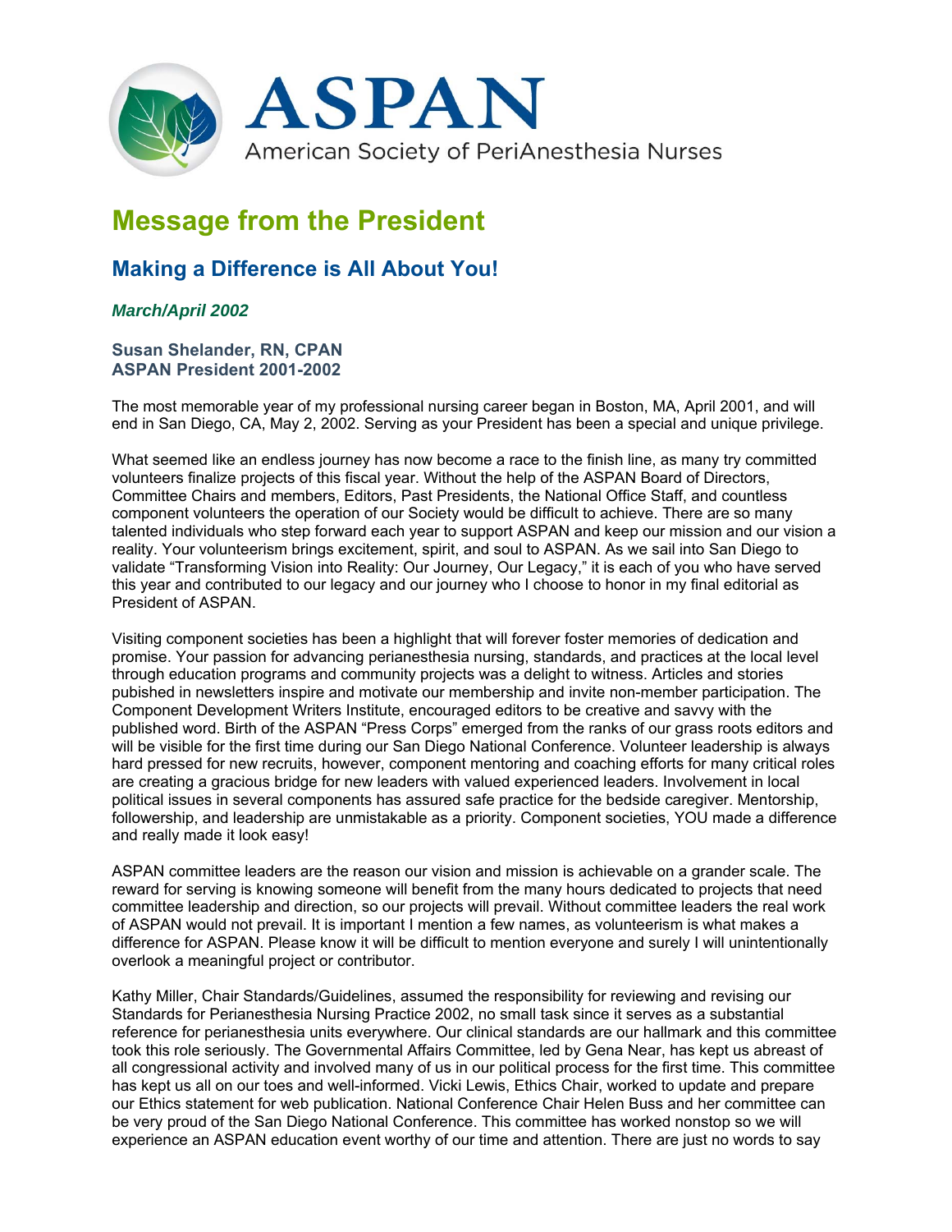ASPAN

American Society of PeriAnesthesia Nurses

# Message from the President

## Making a Difference is All About You!

***March/April 2002***

**Susan Shelander, RN, CPAN**
**ASPAN President 2001-2002**

The most memorable year of my professional nursing career began in Boston, MA, April 2001, and will end in San Diego, CA, May 2, 2002. Serving as your President has been a special and unique privilege.

What seemed like an endless journey has now become a race to the finish line, as many try committed volunteers finalize projects of this fiscal year. Without the help of the ASPAN Board of Directors, Committee Chairs and members, Editors, Past Presidents, the National Office Staff, and countless component volunteers the operation of our Society would be difficult to achieve. There are so many talented individuals who step forward each year to support ASPAN and keep our mission and our vision a reality. Your volunteerism brings excitement, spirit, and soul to ASPAN. As we sail into San Diego to validate "Transforming Vision into Reality: Our Journey, Our Legacy," it is each of you who have served this year and contributed to our legacy and our journey who I choose to honor in my final editorial as President of ASPAN.

Visiting component societies has been a highlight that will forever foster memories of dedication and promise. Your passion for advancing perianesthesia nursing, standards, and practices at the local level through education programs and community projects was a delight to witness. Articles and stories pubished in newsletters inspire and motivate our membership and invite non-member participation. The Component Development Writers Institute, encouraged editors to be creative and savvy with the published word. Birth of the ASPAN "Press Corps" emerged from the ranks of our grass roots editors and will be visible for the first time during our San Diego National Conference. Volunteer leadership is always hard pressed for new recruits, however, component mentoring and coaching efforts for many critical roles are creating a gracious bridge for new leaders with valued experienced leaders. Involvement in local political issues in several components has assured safe practice for the bedside caregiver. Mentorship, followership, and leadership are unmistakable as a priority. Component societies, YOU made a difference and really made it look easy!

ASPAN committee leaders are the reason our vision and mission is achievable on a grander scale. The reward for serving is knowing someone will benefit from the many hours dedicated to projects that need committee leadership and direction, so our projects will prevail. Without committee leaders the real work of ASPAN would not prevail. It is important I mention a few names, as volunteerism is what makes a difference for ASPAN. Please know it will be difficult to mention everyone and surely I will unintentionally overlook a meaningful project or contributor.

Kathy Miller, Chair Standards/Guidelines, assumed the responsibility for reviewing and revising our Standards for Perianesthesia Nursing Practice 2002, no small task since it serves as a substantial reference for perianesthesia units everywhere. Our clinical standards are our hallmark and this committee took this role seriously. The Governmental Affairs Committee, led by Gena Near, has kept us abreast of all congressional activity and involved many of us in our political process for the first time. This committee has kept us all on our toes and well-informed. Vicki Lewis, Ethics Chair, worked to update and prepare our Ethics statement for web publication. National Conference Chair Helen Buss and her committee can be very proud of the San Diego National Conference. This committee has worked nonstop so we will experience an ASPAN education event worthy of our time and attention. There are just no words to say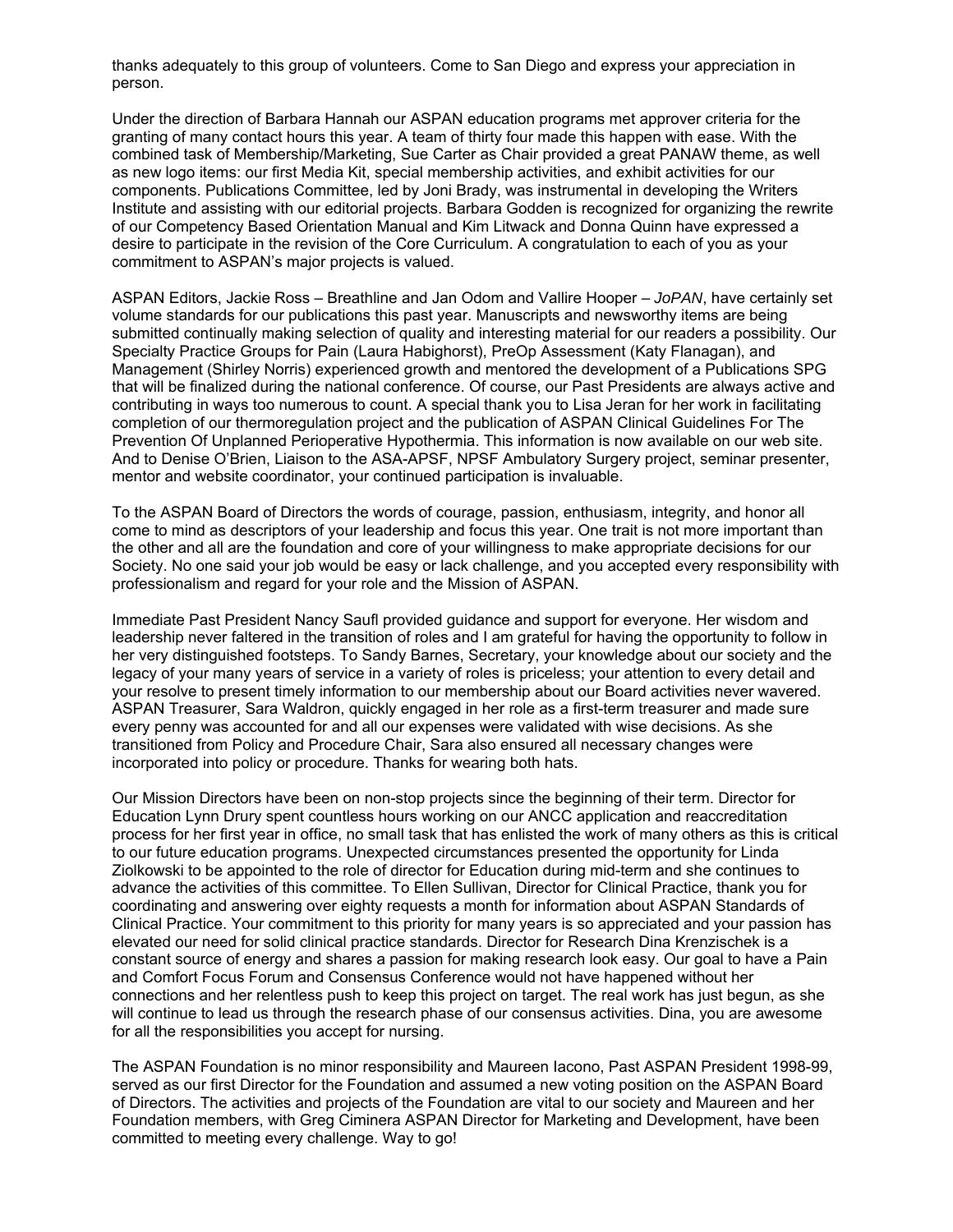thanks adequately to this group of volunteers. Come to San Diego and express your appreciation in person.

Under the direction of Barbara Hannah our ASPAN education programs met approver criteria for the granting of many contact hours this year. A team of thirty four made this happen with ease. With the combined task of Membership/Marketing, Sue Carter as Chair provided a great PANAW theme, as well as new logo items: our first Media Kit, special membership activities, and exhibit activities for our components. Publications Committee, led by Joni Brady, was instrumental in developing the Writers Institute and assisting with our editorial projects. Barbara Godden is recognized for organizing the rewrite of our Competency Based Orientation Manual and Kim Litwack and Donna Quinn have expressed a desire to participate in the revision of the Core Curriculum. A congratulation to each of you as your commitment to ASPAN's major projects is valued.

ASPAN Editors, Jackie Ross – Breathline and Jan Odom and Vallire Hooper – *JoPAN*, have certainly set volume standards for our publications this past year. Manuscripts and newsworthy items are being submitted continually making selection of quality and interesting material for our readers a possibility. Our Specialty Practice Groups for Pain (Laura Habighorst), PreOp Assessment (Katy Flanagan), and Management (Shirley Norris) experienced growth and mentored the development of a Publications SPG that will be finalized during the national conference. Of course, our Past Presidents are always active and contributing in ways too numerous to count. A special thank you to Lisa Jeran for her work in facilitating completion of our thermoregulation project and the publication of ASPAN Clinical Guidelines For The Prevention Of Unplanned Perioperative Hypothermia. This information is now available on our web site. And to Denise O'Brien, Liaison to the ASA-APSF, NPSF Ambulatory Surgery project, seminar presenter, mentor and website coordinator, your continued participation is invaluable.

To the ASPAN Board of Directors the words of courage, passion, enthusiasm, integrity, and honor all come to mind as descriptors of your leadership and focus this year. One trait is not more important than the other and all are the foundation and core of your willingness to make appropriate decisions for our Society. No one said your job would be easy or lack challenge, and you accepted every responsibility with professionalism and regard for your role and the Mission of ASPAN.

Immediate Past President Nancy Saufl provided guidance and support for everyone. Her wisdom and leadership never faltered in the transition of roles and I am grateful for having the opportunity to follow in her very distinguished footsteps. To Sandy Barnes, Secretary, your knowledge about our society and the legacy of your many years of service in a variety of roles is priceless; your attention to every detail and your resolve to present timely information to our membership about our Board activities never wavered. ASPAN Treasurer, Sara Waldron, quickly engaged in her role as a first-term treasurer and made sure every penny was accounted for and all our expenses were validated with wise decisions. As she transitioned from Policy and Procedure Chair, Sara also ensured all necessary changes were incorporated into policy or procedure. Thanks for wearing both hats.

Our Mission Directors have been on non-stop projects since the beginning of their term. Director for Education Lynn Drury spent countless hours working on our ANCC application and reaccreditation process for her first year in office, no small task that has enlisted the work of many others as this is critical to our future education programs. Unexpected circumstances presented the opportunity for Linda Ziolkowski to be appointed to the role of director for Education during mid-term and she continues to advance the activities of this committee. To Ellen Sullivan, Director for Clinical Practice, thank you for coordinating and answering over eighty requests a month for information about ASPAN Standards of Clinical Practice. Your commitment to this priority for many years is so appreciated and your passion has elevated our need for solid clinical practice standards. Director for Research Dina Krenzischek is a constant source of energy and shares a passion for making research look easy. Our goal to have a Pain and Comfort Focus Forum and Consensus Conference would not have happened without her connections and her relentless push to keep this project on target. The real work has just begun, as she will continue to lead us through the research phase of our consensus activities. Dina, you are awesome for all the responsibilities you accept for nursing.

The ASPAN Foundation is no minor responsibility and Maureen Iacono, Past ASPAN President 1998-99, served as our first Director for the Foundation and assumed a new voting position on the ASPAN Board of Directors. The activities and projects of the Foundation are vital to our society and Maureen and her Foundation members, with Greg Ciminera ASPAN Director for Marketing and Development, have been committed to meeting every challenge. Way to go!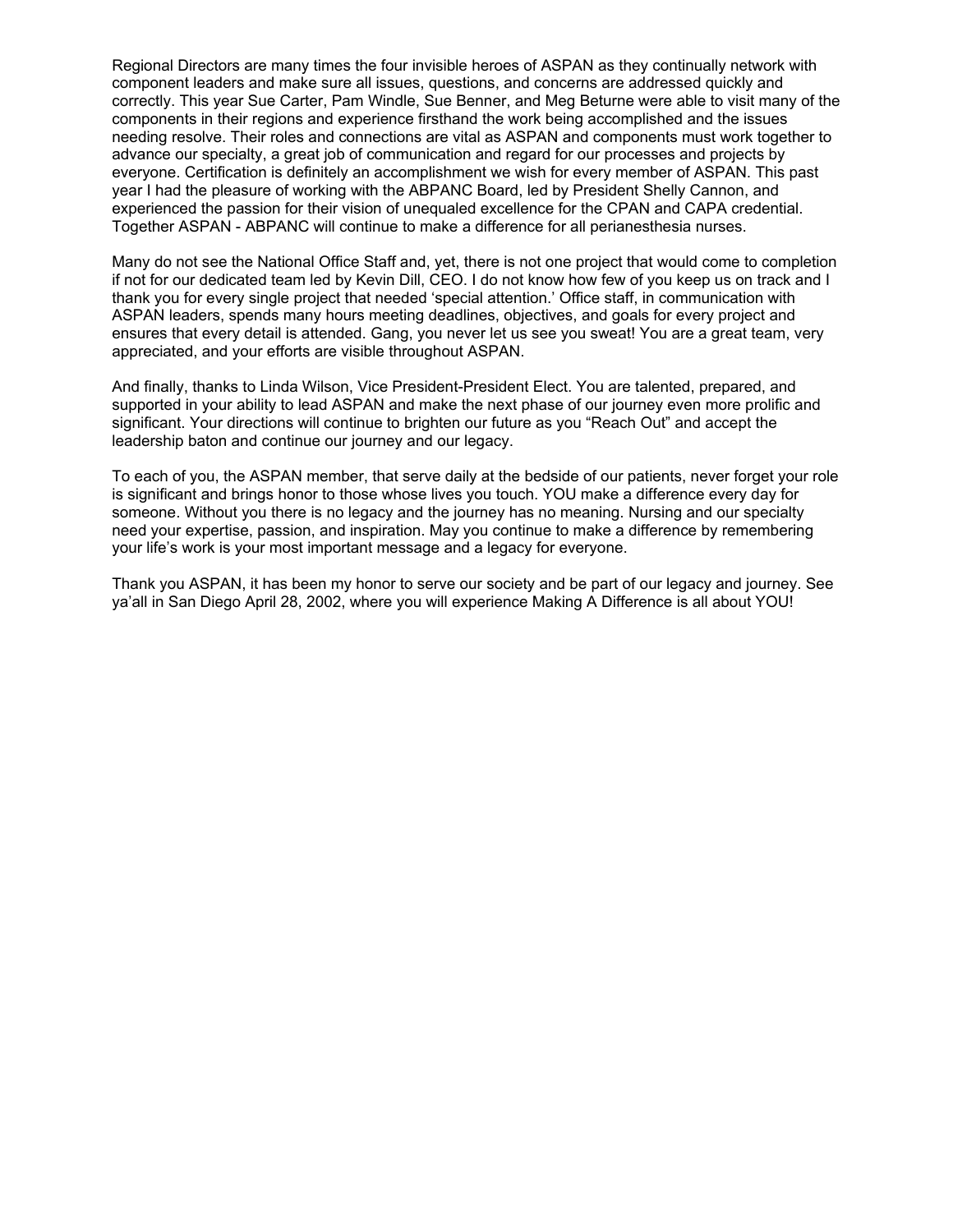Regional Directors are many times the four invisible heroes of ASPAN as they continually network with component leaders and make sure all issues, questions, and concerns are addressed quickly and correctly. This year Sue Carter, Pam Windle, Sue Benner, and Meg Beturne were able to visit many of the components in their regions and experience firsthand the work being accomplished and the issues needing resolve. Their roles and connections are vital as ASPAN and components must work together to advance our specialty, a great job of communication and regard for our processes and projects by everyone. Certification is definitely an accomplishment we wish for every member of ASPAN. This past year I had the pleasure of working with the ABPANC Board, led by President Shelly Cannon, and experienced the passion for their vision of unequaled excellence for the CPAN and CAPA credential. Together ASPAN - ABPANC will continue to make a difference for all perianesthesia nurses.

Many do not see the National Office Staff and, yet, there is not one project that would come to completion if not for our dedicated team led by Kevin Dill, CEO. I do not know how few of you keep us on track and I thank you for every single project that needed 'special attention.' Office staff, in communication with ASPAN leaders, spends many hours meeting deadlines, objectives, and goals for every project and ensures that every detail is attended. Gang, you never let us see you sweat! You are a great team, very appreciated, and your efforts are visible throughout ASPAN.

And finally, thanks to Linda Wilson, Vice President-President Elect. You are talented, prepared, and supported in your ability to lead ASPAN and make the next phase of our journey even more prolific and significant. Your directions will continue to brighten our future as you "Reach Out" and accept the leadership baton and continue our journey and our legacy.

To each of you, the ASPAN member, that serve daily at the bedside of our patients, never forget your role is significant and brings honor to those whose lives you touch. YOU make a difference every day for someone. Without you there is no legacy and the journey has no meaning. Nursing and our specialty need your expertise, passion, and inspiration. May you continue to make a difference by remembering your life's work is your most important message and a legacy for everyone.

Thank you ASPAN, it has been my honor to serve our society and be part of our legacy and journey. See ya'all in San Diego April 28, 2002, where you will experience Making A Difference is all about YOU!